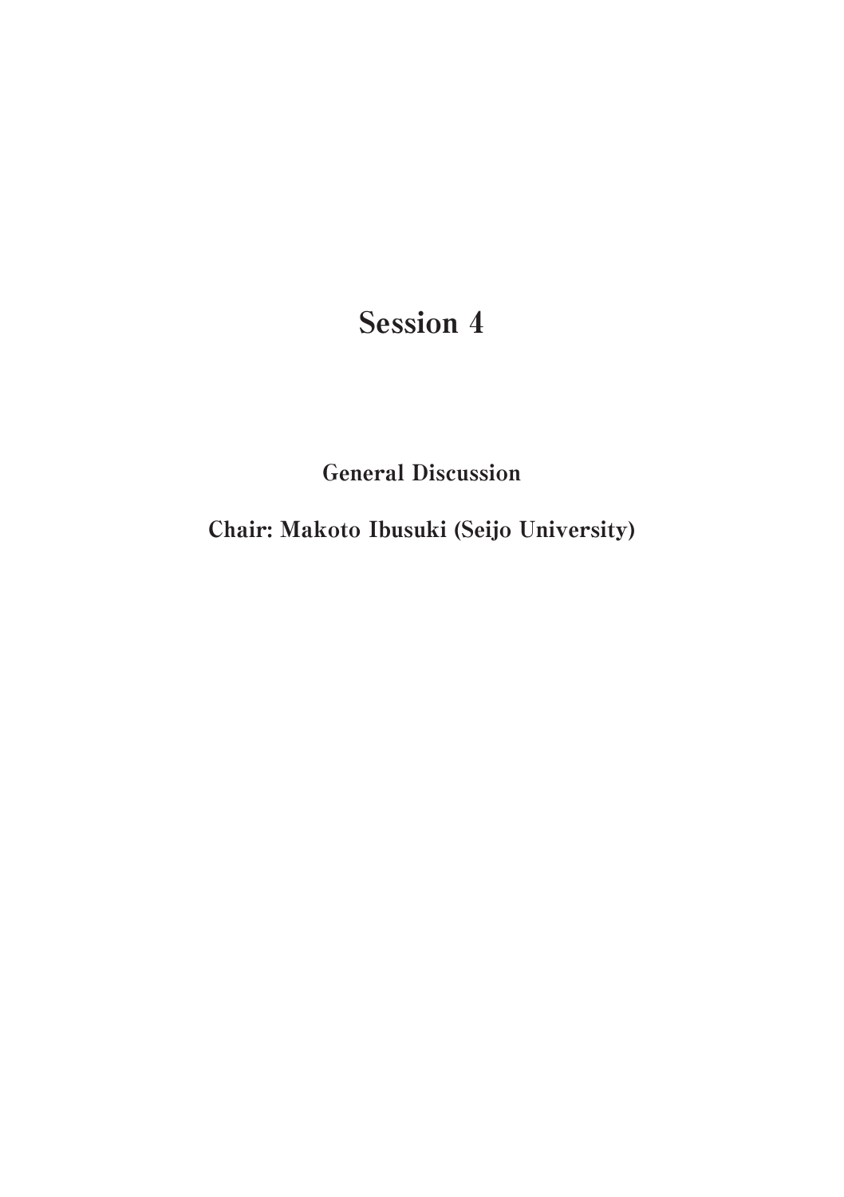# Session 4

## General Discussion

## Chair: Makoto Ibusuki (Seijo University)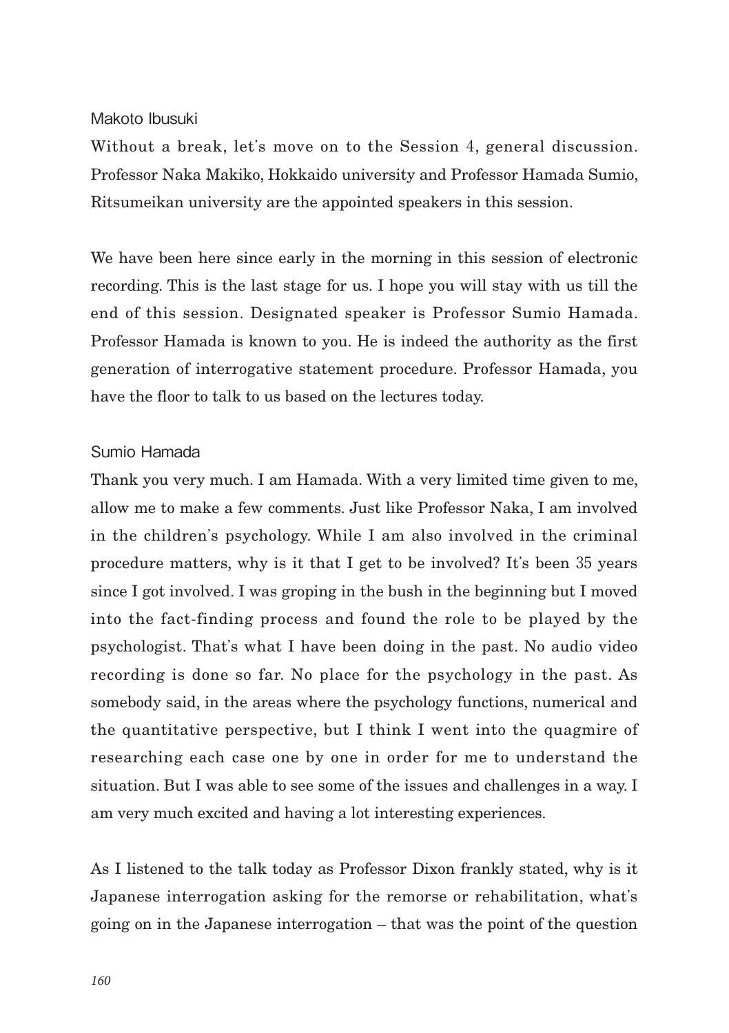Makoto Ibusuki

Without a break, let's move on to the Session 4, general discussion. Professor Naka Makiko, Hokkaido university and Professor Hamada Sumio, Ritsumeikan university are the appointed speakers in this session.

We have been here since early in the morning in this session of electronic recording. This is the last stage for us. I hope you will stay with us till the end of this session. Designated speaker is Professor Sumio Hamada. Professor Hamada is known to you. He is indeed the authority as the first generation of interrogative statement procedure. Professor Hamada, you have the floor to talk to us based on the lectures today.

Sumio Hamada

Thank you very much. I am Hamada. With a very limited time given to me, allow me to make a few comments. Just like Professor Naka, I am involved in the children's psychology. While I am also involved in the criminal procedure matters, why is it that I get to be involved? It's been 35 years since I got involved. I was groping in the bush in the beginning but I moved into the fact-finding process and found the role to be played by the psychologist. That's what I have been doing in the past. No audio video recording is done so far. No place for the psychology in the past. As somebody said, in the areas where the psychology functions, numerical and the quantitative perspective, but I think I went into the quagmire of researching each case one by one in order for me to understand the situation. But I was able to see some of the issues and challenges in a way. I am very much excited and having a lot interesting experiences.

As I listened to the talk today as Professor Dixon frankly stated, why is it Japanese interrogation asking for the remorse or rehabilitation, what's going on in the Japanese interrogation – that was the point of the question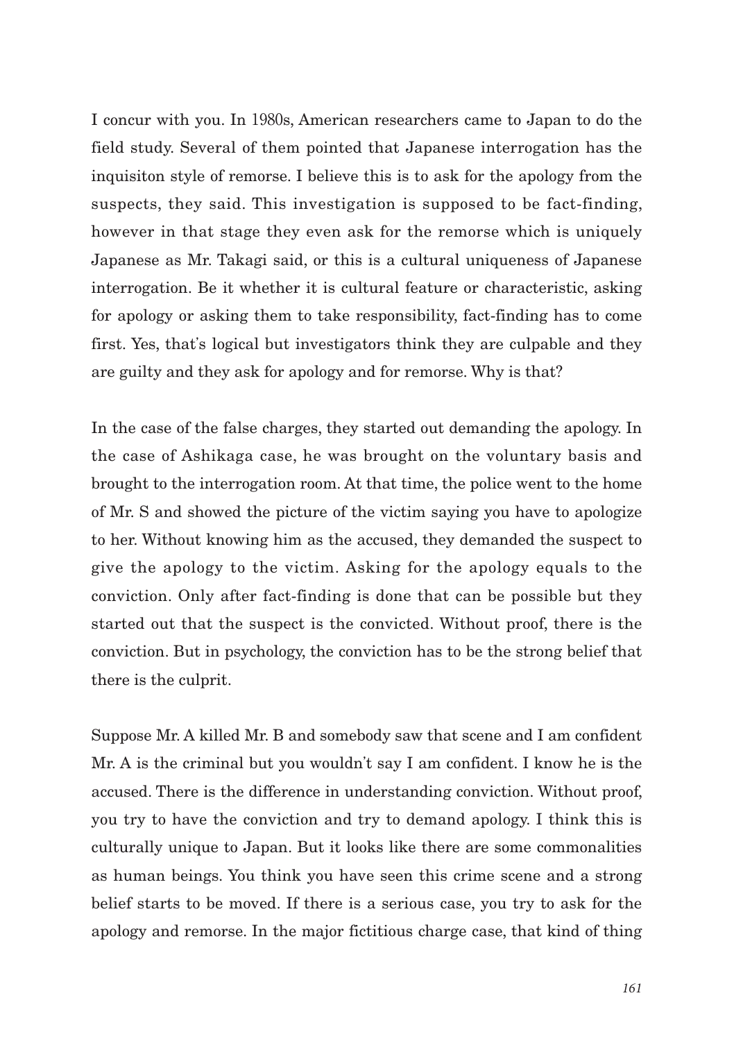I concur with you. In 1980s, American researchers came to Japan to do the field study. Several of them pointed that Japanese interrogation has the inquisiton style of remorse. I believe this is to ask for the apology from the suspects, they said. This investigation is supposed to be fact-finding, however in that stage they even ask for the remorse which is uniquely Japanese as Mr. Takagi said, or this is a cultural uniqueness of Japanese interrogation. Be it whether it is cultural feature or characteristic, asking for apology or asking them to take responsibility, fact-finding has to come first. Yes, that's logical but investigators think they are culpable and they are guilty and they ask for apology and for remorse. Why is that?

In the case of the false charges, they started out demanding the apology. In the case of Ashikaga case, he was brought on the voluntary basis and brought to the interrogation room. At that time, the police went to the home of Mr. S and showed the picture of the victim saying you have to apologize to her. Without knowing him as the accused, they demanded the suspect to give the apology to the victim. Asking for the apology equals to the conviction. Only after fact-finding is done that can be possible but they started out that the suspect is the convicted. Without proof, there is the conviction. But in psychology, the conviction has to be the strong belief that there is the culprit.

Suppose Mr. A killed Mr. B and somebody saw that scene and I am confident Mr. A is the criminal but you wouldn't say I am confident. I know he is the accused. There is the difference in understanding conviction. Without proof, you try to have the conviction and try to demand apology. I think this is culturally unique to Japan. But it looks like there are some commonalities as human beings. You think you have seen this crime scene and a strong belief starts to be moved. If there is a serious case, you try to ask for the apology and remorse. In the major fictitious charge case, that kind of thing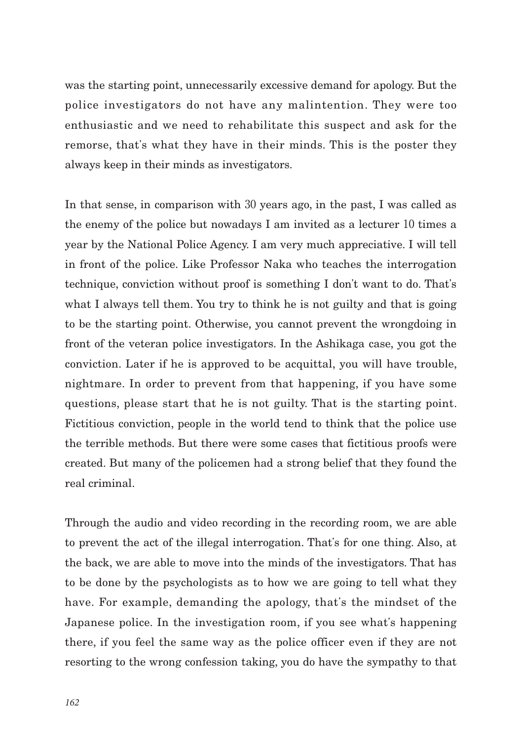was the starting point, unnecessarily excessive demand for apology. But the police investigators do not have any malintention. They were too enthusiastic and we need to rehabilitate this suspect and ask for the remorse, that's what they have in their minds. This is the poster they always keep in their minds as investigators.

In that sense, in comparison with 30 years ago, in the past, I was called as the enemy of the police but nowadays I am invited as a lecturer 10 times a year by the National Police Agency. I am very much appreciative. I will tell in front of the police. Like Professor Naka who teaches the interrogation technique, conviction without proof is something I don't want to do. That's what I always tell them. You try to think he is not guilty and that is going to be the starting point. Otherwise, you cannot prevent the wrongdoing in front of the veteran police investigators. In the Ashikaga case, you got the conviction. Later if he is approved to be acquittal, you will have trouble, nightmare. In order to prevent from that happening, if you have some questions, please start that he is not guilty. That is the starting point. Fictitious conviction, people in the world tend to think that the police use the terrible methods. But there were some cases that fictitious proofs were created. But many of the policemen had a strong belief that they found the real criminal.

Through the audio and video recording in the recording room, we are able to prevent the act of the illegal interrogation. That's for one thing. Also, at the back, we are able to move into the minds of the investigators. That has to be done by the psychologists as to how we are going to tell what they have. For example, demanding the apology, that's the mindset of the Japanese police. In the investigation room, if you see what's happening there, if you feel the same way as the police officer even if they are not resorting to the wrong confession taking, you do have the sympathy to that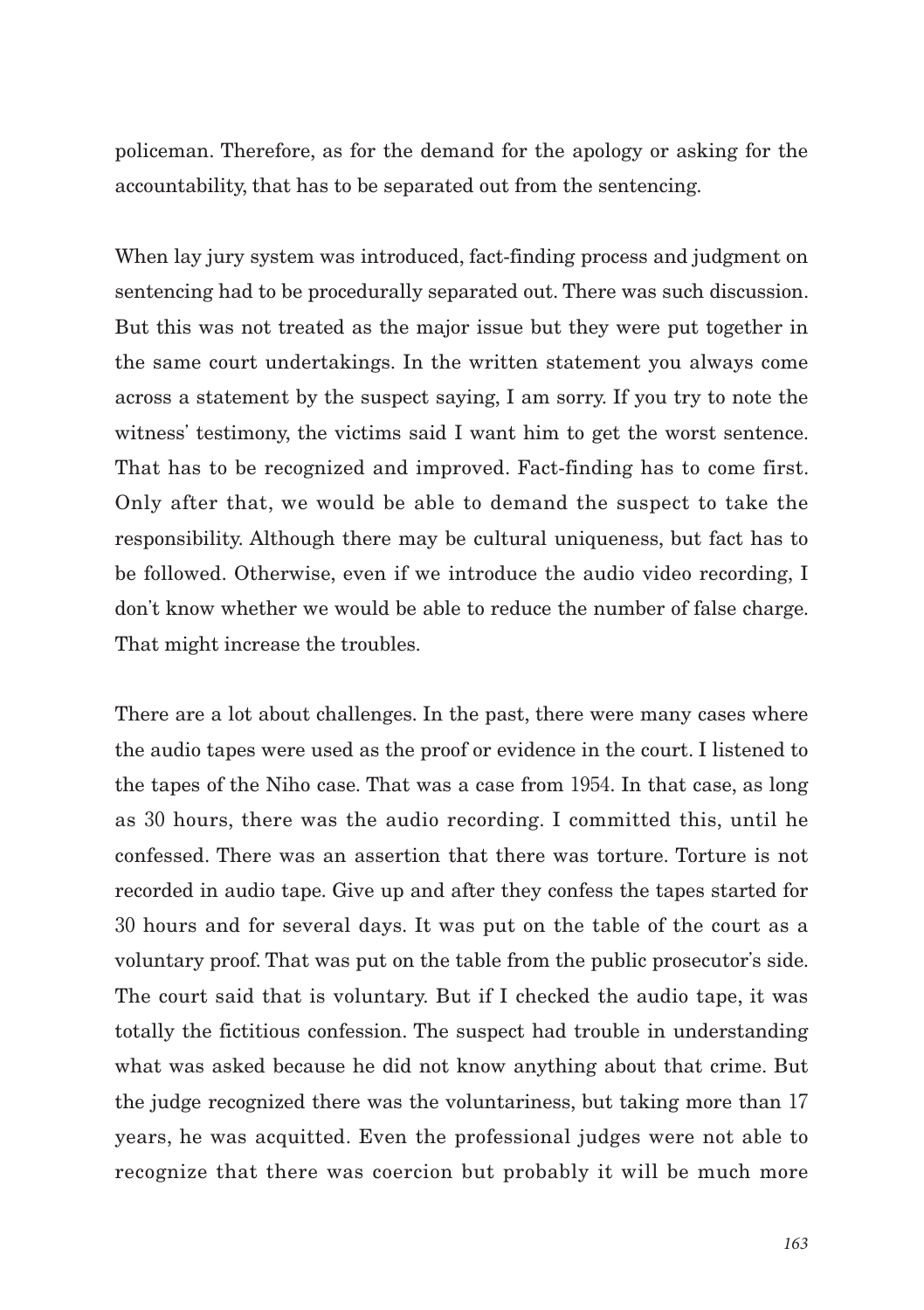policeman. Therefore, as for the demand for the apology or asking for the accountability, that has to be separated out from the sentencing.

When lay jury system was introduced, fact-finding process and judgment on sentencing had to be procedurally separated out. There was such discussion. But this was not treated as the major issue but they were put together in the same court undertakings. In the written statement you always come across a statement by the suspect saying, I am sorry. If you try to note the witness' testimony, the victims said I want him to get the worst sentence. That has to be recognized and improved. Fact-finding has to come first. Only after that, we would be able to demand the suspect to take the responsibility. Although there may be cultural uniqueness, but fact has to be followed. Otherwise, even if we introduce the audio video recording, I don't know whether we would be able to reduce the number of false charge. That might increase the troubles.

There are a lot about challenges. In the past, there were many cases where the audio tapes were used as the proof or evidence in the court. I listened to the tapes of the Niho case. That was a case from 1954. In that case, as long as 30 hours, there was the audio recording. I committed this, until he confessed. There was an assertion that there was torture. Torture is not recorded in audio tape. Give up and after they confess the tapes started for 30 hours and for several days. It was put on the table of the court as a voluntary proof. That was put on the table from the public prosecutor's side. The court said that is voluntary. But if I checked the audio tape, it was totally the fictitious confession. The suspect had trouble in understanding what was asked because he did not know anything about that crime. But the judge recognized there was the voluntariness, but taking more than 17 years, he was acquitted. Even the professional judges were not able to recognize that there was coercion but probably it will be much more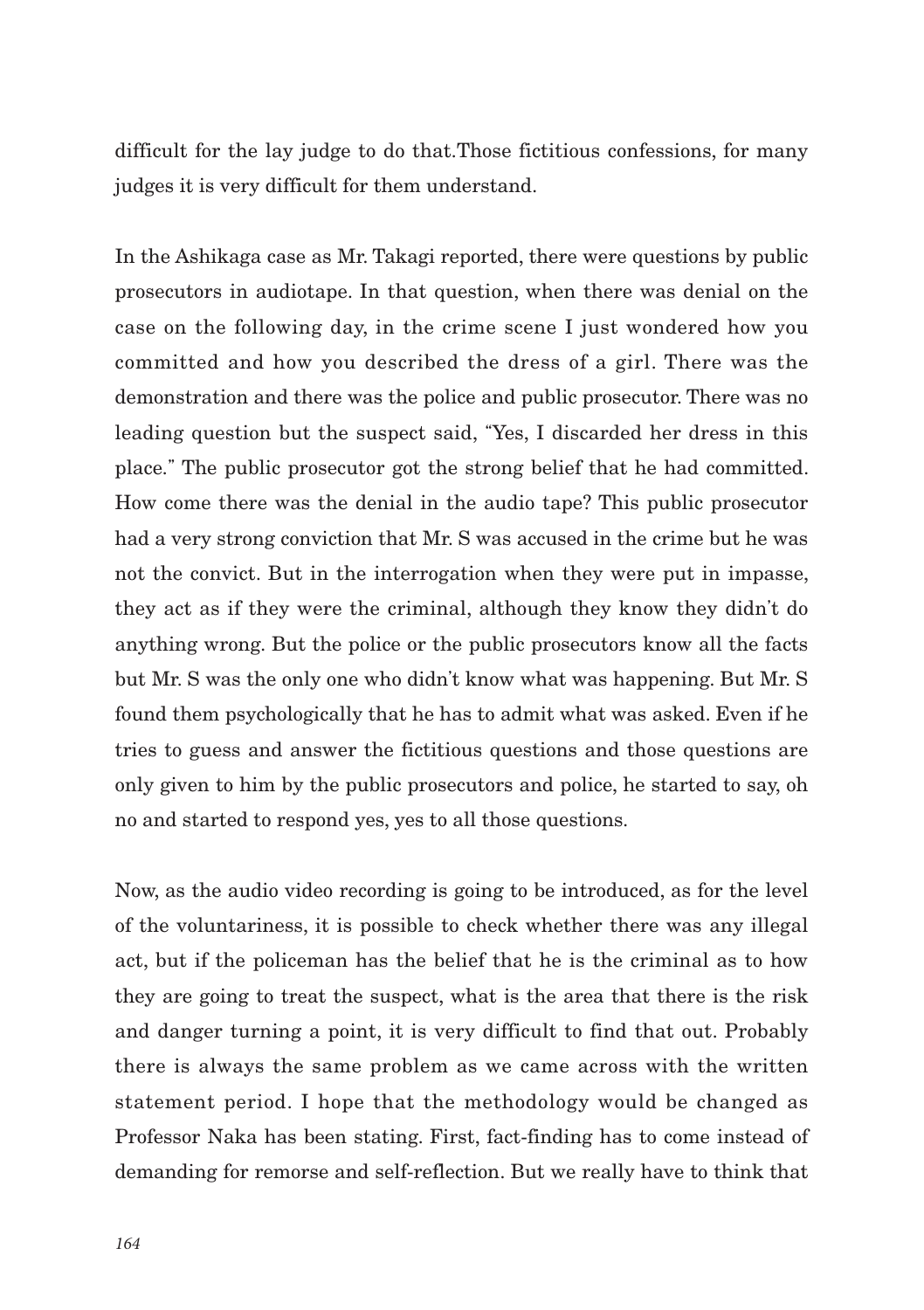difficult for the lay judge to do that.Those fictitious confessions, for many judges it is very difficult for them understand.

In the Ashikaga case as Mr. Takagi reported, there were questions by public prosecutors in audiotape. In that question, when there was denial on the case on the following day, in the crime scene I just wondered how you committed and how you described the dress of a girl. There was the demonstration and there was the police and public prosecutor. There was no leading question but the suspect said, "Yes, I discarded her dress in this place." The public prosecutor got the strong belief that he had committed. How come there was the denial in the audio tape? This public prosecutor had a very strong conviction that Mr. S was accused in the crime but he was not the convict. But in the interrogation when they were put in impasse, they act as if they were the criminal, although they know they didn't do anything wrong. But the police or the public prosecutors know all the facts but Mr. S was the only one who didn't know what was happening. But Mr. S found them psychologically that he has to admit what was asked. Even if he tries to guess and answer the fictitious questions and those questions are only given to him by the public prosecutors and police, he started to say, oh no and started to respond yes, yes to all those questions.

Now, as the audio video recording is going to be introduced, as for the level of the voluntariness, it is possible to check whether there was any illegal act, but if the policeman has the belief that he is the criminal as to how they are going to treat the suspect, what is the area that there is the risk and danger turning a point, it is very difficult to find that out. Probably there is always the same problem as we came across with the written statement period. I hope that the methodology would be changed as Professor Naka has been stating. First, fact-finding has to come instead of demanding for remorse and self-reflection. But we really have to think that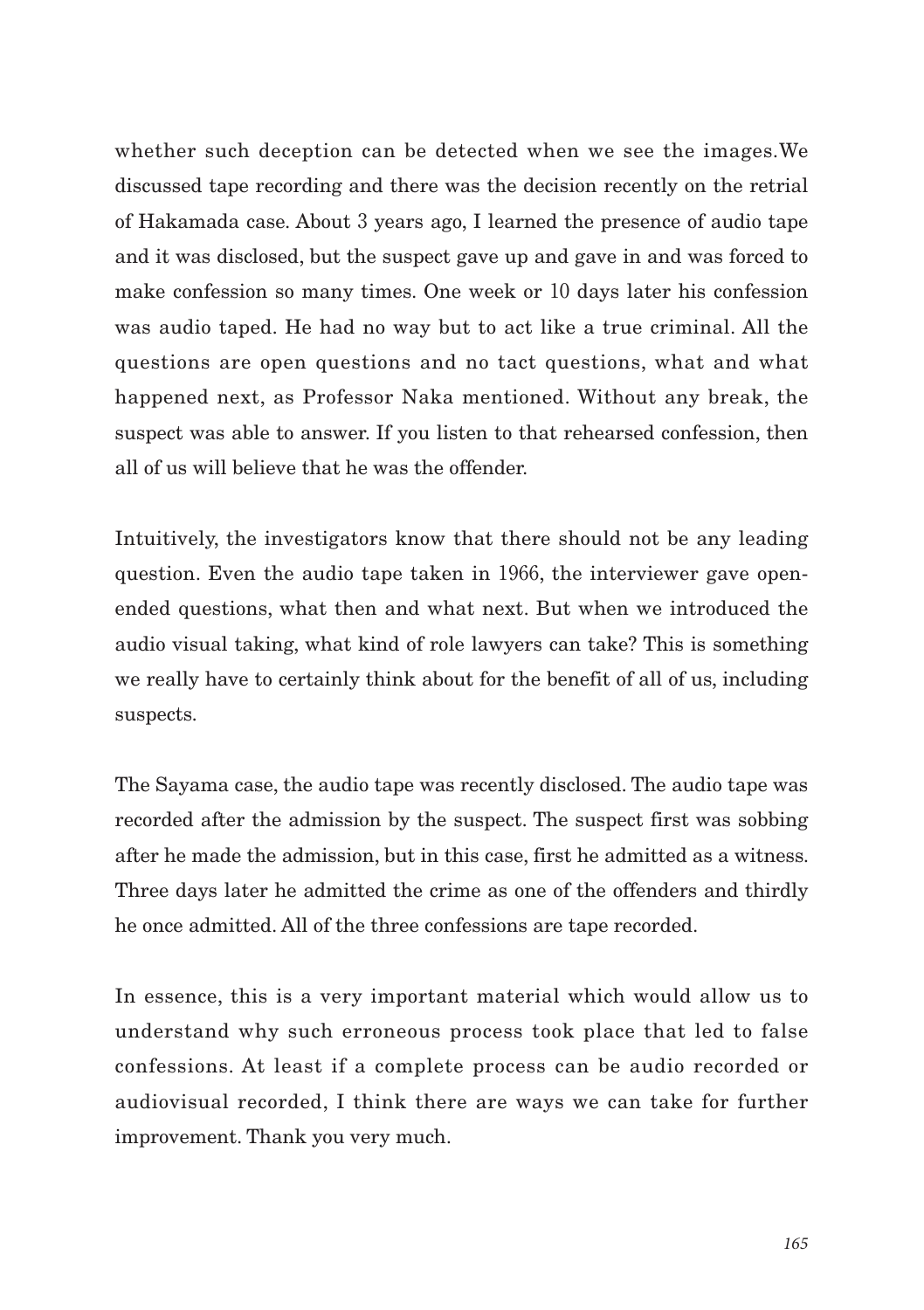whether such deception can be detected when we see the images.We discussed tape recording and there was the decision recently on the retrial of Hakamada case. About 3 years ago, I learned the presence of audio tape and it was disclosed, but the suspect gave up and gave in and was forced to make confession so many times. One week or 10 days later his confession was audio taped. He had no way but to act like a true criminal. All the questions are open questions and no tact questions, what and what happened next, as Professor Naka mentioned. Without any break, the suspect was able to answer. If you listen to that rehearsed confession, then all of us will believe that he was the offender.

Intuitively, the investigators know that there should not be any leading question. Even the audio tape taken in 1966, the interviewer gave open-ended questions, what then and what next. But when we introduced the audio visual taking, what kind of role lawyers can take? This is something we really have to certainly think about for the benefit of all of us, including suspects.

The Sayama case, the audio tape was recently disclosed. The audio tape was recorded after the admission by the suspect. The suspect first was sobbing after he made the admission, but in this case, first he admitted as a witness. Three days later he admitted the crime as one of the offenders and thirdly he once admitted. All of the three confessions are tape recorded.

In essence, this is a very important material which would allow us to understand why such erroneous process took place that led to false confessions. At least if a complete process can be audio recorded or audiovisual recorded, I think there are ways we can take for further improvement. Thank you very much.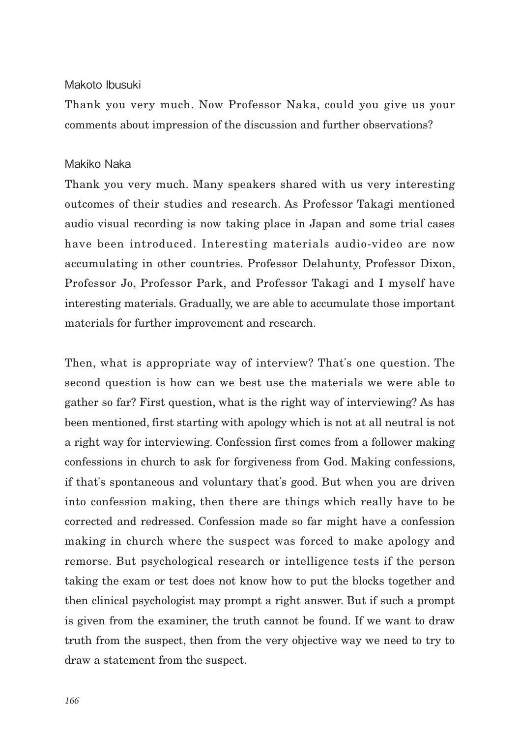Makoto Ibusuki

Thank you very much. Now Professor Naka, could you give us your comments about impression of the discussion and further observations?

Makiko Naka

Thank you very much. Many speakers shared with us very interesting outcomes of their studies and research. As Professor Takagi mentioned audio visual recording is now taking place in Japan and some trial cases have been introduced. Interesting materials audio-video are now accumulating in other countries. Professor Delahunty, Professor Dixon, Professor Jo, Professor Park, and Professor Takagi and I myself have interesting materials. Gradually, we are able to accumulate those important materials for further improvement and research.

Then, what is appropriate way of interview? That's one question. The second question is how can we best use the materials we were able to gather so far? First question, what is the right way of interviewing? As has been mentioned, first starting with apology which is not at all neutral is not a right way for interviewing. Confession first comes from a follower making confessions in church to ask for forgiveness from God. Making confessions, if that's spontaneous and voluntary that's good. But when you are driven into confession making, then there are things which really have to be corrected and redressed. Confession made so far might have a confession making in church where the suspect was forced to make apology and remorse. But psychological research or intelligence tests if the person taking the exam or test does not know how to put the blocks together and then clinical psychologist may prompt a right answer. But if such a prompt is given from the examiner, the truth cannot be found. If we want to draw truth from the suspect, then from the very objective way we need to try to draw a statement from the suspect.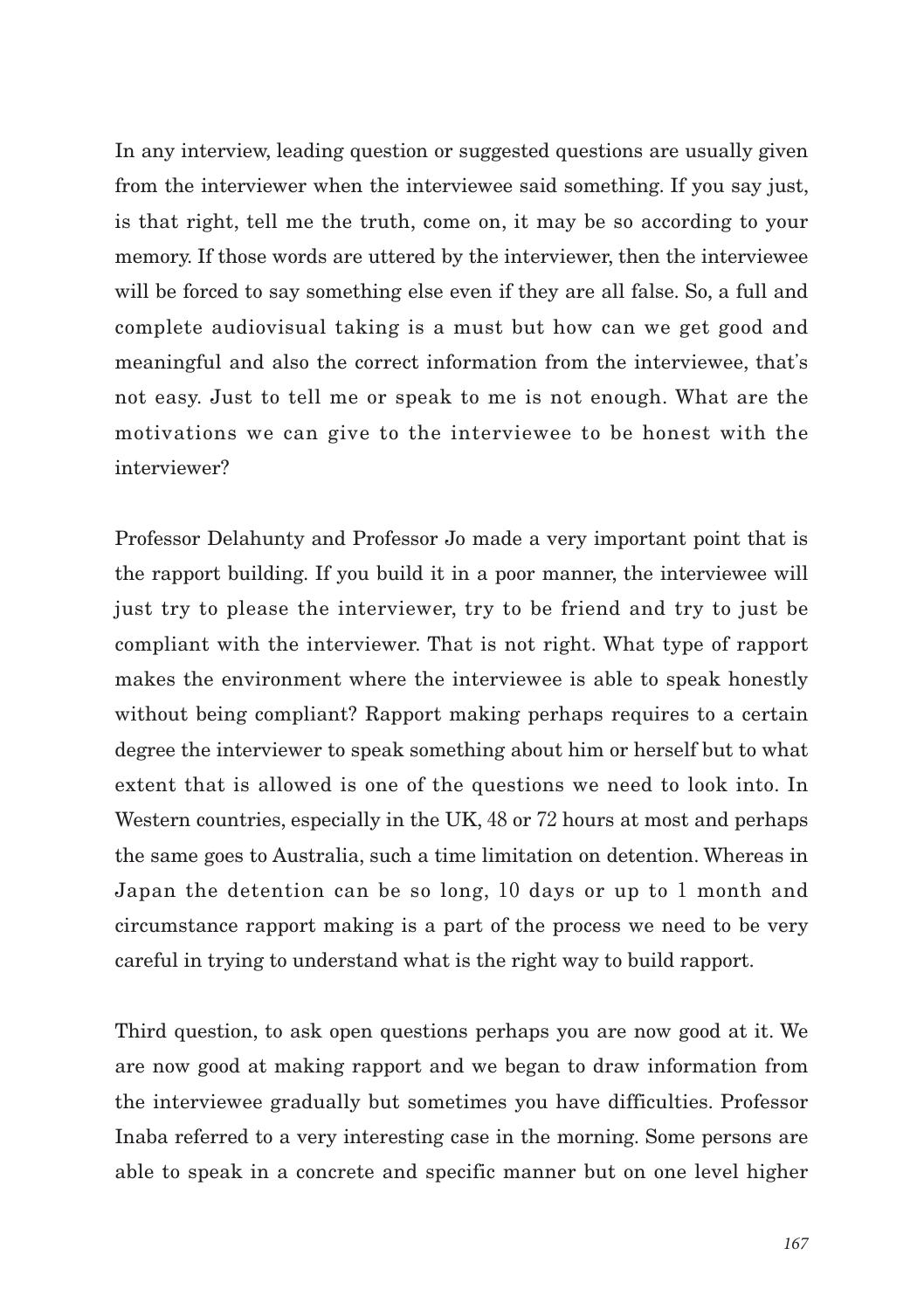In any interview, leading question or suggested questions are usually given from the interviewer when the interviewee said something. If you say just, is that right, tell me the truth, come on, it may be so according to your memory. If those words are uttered by the interviewer, then the interviewee will be forced to say something else even if they are all false. So, a full and complete audiovisual taking is a must but how can we get good and meaningful and also the correct information from the interviewee, that's not easy. Just to tell me or speak to me is not enough. What are the motivations we can give to the interviewee to be honest with the interviewer?

Professor Delahunty and Professor Jo made a very important point that is the rapport building. If you build it in a poor manner, the interviewee will just try to please the interviewer, try to be friend and try to just be compliant with the interviewer. That is not right. What type of rapport makes the environment where the interviewee is able to speak honestly without being compliant? Rapport making perhaps requires to a certain degree the interviewer to speak something about him or herself but to what extent that is allowed is one of the questions we need to look into. In Western countries, especially in the UK, 48 or 72 hours at most and perhaps the same goes to Australia, such a time limitation on detention. Whereas in Japan the detention can be so long, 10 days or up to 1 month and circumstance rapport making is a part of the process we need to be very careful in trying to understand what is the right way to build rapport.

Third question, to ask open questions perhaps you are now good at it. We are now good at making rapport and we began to draw information from the interviewee gradually but sometimes you have difficulties. Professor Inaba referred to a very interesting case in the morning. Some persons are able to speak in a concrete and specific manner but on one level higher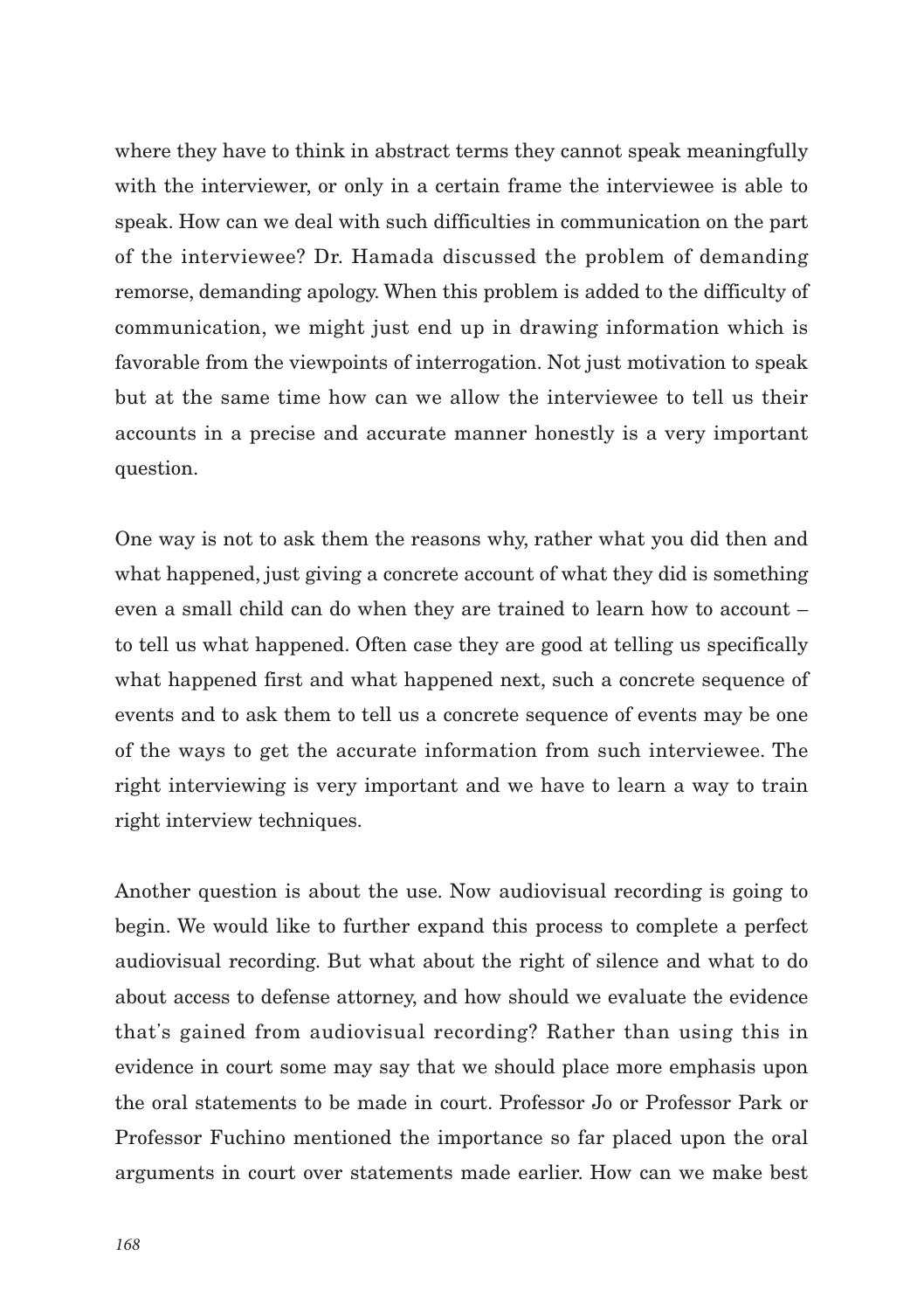where they have to think in abstract terms they cannot speak meaningfully with the interviewer, or only in a certain frame the interviewee is able to speak. How can we deal with such difficulties in communication on the part of the interviewee? Dr. Hamada discussed the problem of demanding remorse, demanding apology. When this problem is added to the difficulty of communication, we might just end up in drawing information which is favorable from the viewpoints of interrogation. Not just motivation to speak but at the same time how can we allow the interviewee to tell us their accounts in a precise and accurate manner honestly is a very important question.

One way is not to ask them the reasons why, rather what you did then and what happened, just giving a concrete account of what they did is something even a small child can do when they are trained to learn how to account – to tell us what happened. Often case they are good at telling us specifically what happened first and what happened next, such a concrete sequence of events and to ask them to tell us a concrete sequence of events may be one of the ways to get the accurate information from such interviewee. The right interviewing is very important and we have to learn a way to train right interview techniques.

Another question is about the use. Now audiovisual recording is going to begin. We would like to further expand this process to complete a perfect audiovisual recording. But what about the right of silence and what to do about access to defense attorney, and how should we evaluate the evidence that's gained from audiovisual recording? Rather than using this in evidence in court some may say that we should place more emphasis upon the oral statements to be made in court. Professor Jo or Professor Park or Professor Fuchino mentioned the importance so far placed upon the oral arguments in court over statements made earlier. How can we make best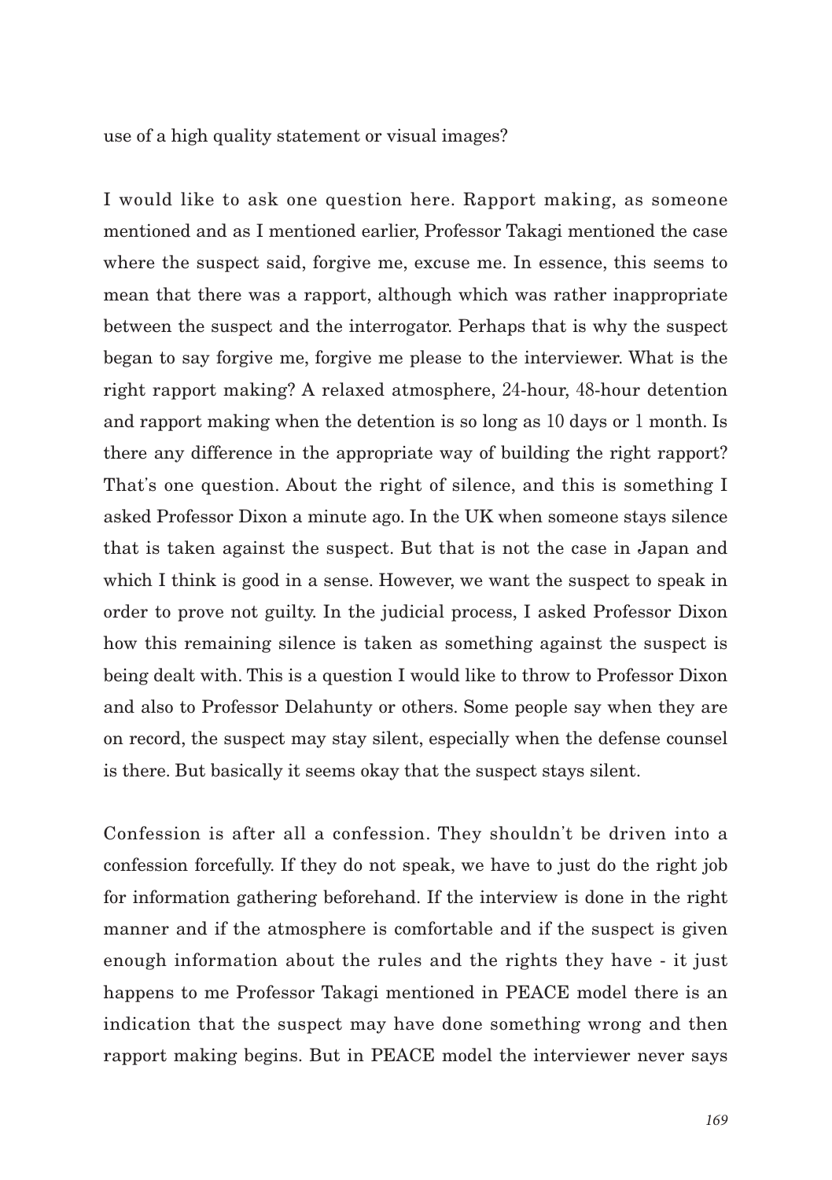use of a high quality statement or visual images?

I would like to ask one question here. Rapport making, as someone mentioned and as I mentioned earlier, Professor Takagi mentioned the case where the suspect said, forgive me, excuse me. In essence, this seems to mean that there was a rapport, although which was rather inappropriate between the suspect and the interrogator. Perhaps that is why the suspect began to say forgive me, forgive me please to the interviewer. What is the right rapport making? A relaxed atmosphere, 24-hour, 48-hour detention and rapport making when the detention is so long as 10 days or 1 month. Is there any difference in the appropriate way of building the right rapport? That's one question. About the right of silence, and this is something I asked Professor Dixon a minute ago. In the UK when someone stays silence that is taken against the suspect. But that is not the case in Japan and which I think is good in a sense. However, we want the suspect to speak in order to prove not guilty. In the judicial process, I asked Professor Dixon how this remaining silence is taken as something against the suspect is being dealt with. This is a question I would like to throw to Professor Dixon and also to Professor Delahunty or others. Some people say when they are on record, the suspect may stay silent, especially when the defense counsel is there. But basically it seems okay that the suspect stays silent.

Confession is after all a confession. They shouldn't be driven into a confession forcefully. If they do not speak, we have to just do the right job for information gathering beforehand. If the interview is done in the right manner and if the atmosphere is comfortable and if the suspect is given enough information about the rules and the rights they have - it just happens to me Professor Takagi mentioned in PEACE model there is an indication that the suspect may have done something wrong and then rapport making begins. But in PEACE model the interviewer never says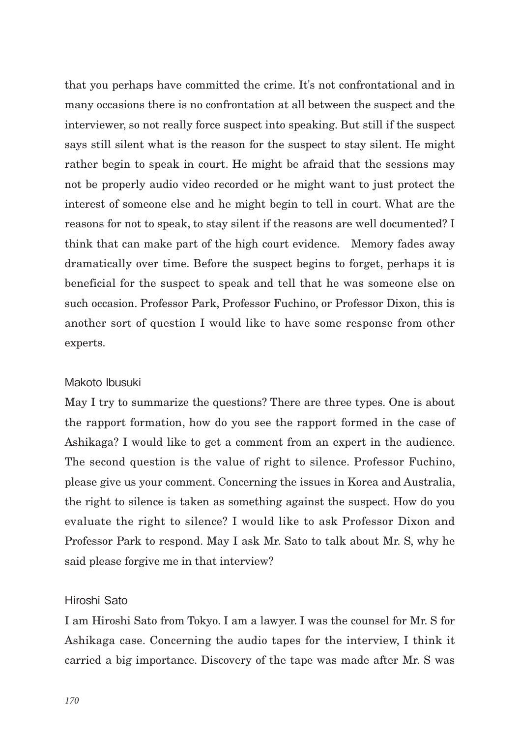that you perhaps have committed the crime. It's not confrontational and in many occasions there is no confrontation at all between the suspect and the interviewer, so not really force suspect into speaking. But still if the suspect says still silent what is the reason for the suspect to stay silent. He might rather begin to speak in court. He might be afraid that the sessions may not be properly audio video recorded or he might want to just protect the interest of someone else and he might begin to tell in court. What are the reasons for not to speak, to stay silent if the reasons are well documented? I think that can make part of the high court evidence. Memory fades away dramatically over time. Before the suspect begins to forget, perhaps it is beneficial for the suspect to speak and tell that he was someone else on such occasion. Professor Park, Professor Fuchino, or Professor Dixon, this is another sort of question I would like to have some response from other experts.

Makoto Ibusuki

May I try to summarize the questions? There are three types. One is about the rapport formation, how do you see the rapport formed in the case of Ashikaga? I would like to get a comment from an expert in the audience. The second question is the value of right to silence. Professor Fuchino, please give us your comment. Concerning the issues in Korea and Australia, the right to silence is taken as something against the suspect. How do you evaluate the right to silence? I would like to ask Professor Dixon and Professor Park to respond. May I ask Mr. Sato to talk about Mr. S, why he said please forgive me in that interview?

Hiroshi Sato

I am Hiroshi Sato from Tokyo. I am a lawyer. I was the counsel for Mr. S for Ashikaga case. Concerning the audio tapes for the interview, I think it carried a big importance. Discovery of the tape was made after Mr. S was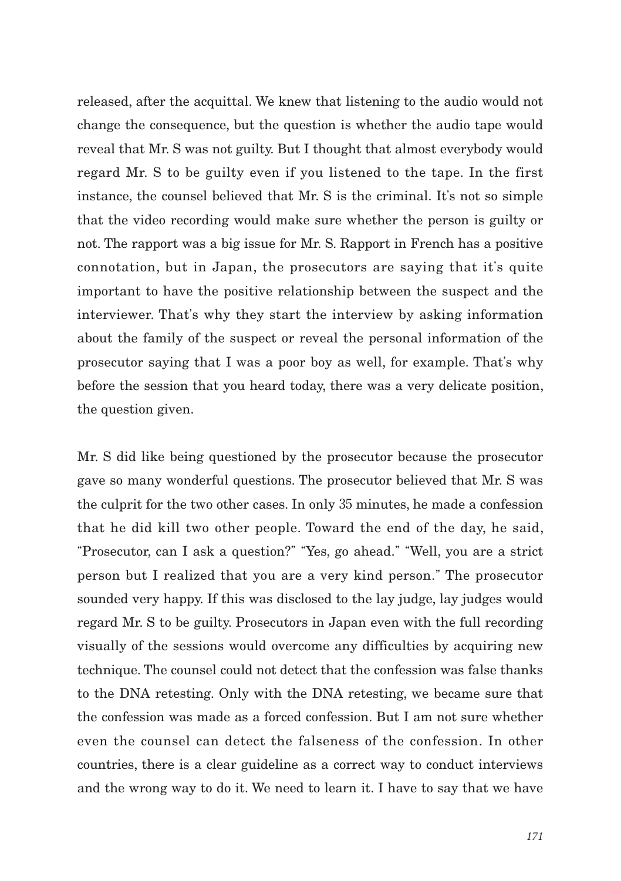released, after the acquittal. We knew that listening to the audio would not change the consequence, but the question is whether the audio tape would reveal that Mr. S was not guilty. But I thought that almost everybody would regard Mr. S to be guilty even if you listened to the tape. In the first instance, the counsel believed that Mr. S is the criminal. It's not so simple that the video recording would make sure whether the person is guilty or not. The rapport was a big issue for Mr. S. Rapport in French has a positive connotation, but in Japan, the prosecutors are saying that it's quite important to have the positive relationship between the suspect and the interviewer. That's why they start the interview by asking information about the family of the suspect or reveal the personal information of the prosecutor saying that I was a poor boy as well, for example. That's why before the session that you heard today, there was a very delicate position, the question given.

Mr. S did like being questioned by the prosecutor because the prosecutor gave so many wonderful questions. The prosecutor believed that Mr. S was the culprit for the two other cases. In only 35 minutes, he made a confession that he did kill two other people. Toward the end of the day, he said, "Prosecutor, can I ask a question?" "Yes, go ahead." "Well, you are a strict person but I realized that you are a very kind person." The prosecutor sounded very happy. If this was disclosed to the lay judge, lay judges would regard Mr. S to be guilty. Prosecutors in Japan even with the full recording visually of the sessions would overcome any difficulties by acquiring new technique. The counsel could not detect that the confession was false thanks to the DNA retesting. Only with the DNA retesting, we became sure that the confession was made as a forced confession. But I am not sure whether even the counsel can detect the falseness of the confession. In other countries, there is a clear guideline as a correct way to conduct interviews and the wrong way to do it. We need to learn it. I have to say that we have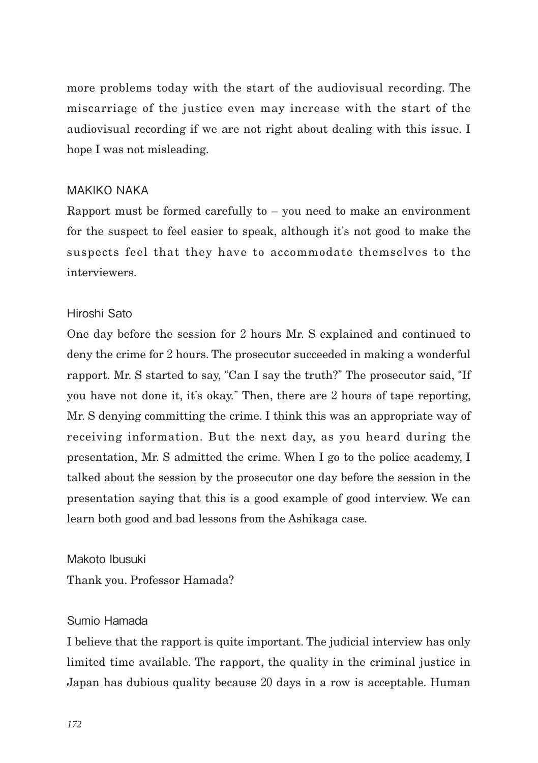more problems today with the start of the audiovisual recording. The miscarriage of the justice even may increase with the start of the audiovisual recording if we are not right about dealing with this issue. I hope I was not misleading.

MAKIKO NAKA

Rapport must be formed carefully to – you need to make an environment for the suspect to feel easier to speak, although it's not good to make the suspects feel that they have to accommodate themselves to the interviewers.

Hiroshi Sato

One day before the session for 2 hours Mr. S explained and continued to deny the crime for 2 hours. The prosecutor succeeded in making a wonderful rapport. Mr. S started to say, "Can I say the truth?" The prosecutor said, "If you have not done it, it's okay." Then, there are 2 hours of tape reporting, Mr. S denying committing the crime. I think this was an appropriate way of receiving information. But the next day, as you heard during the presentation, Mr. S admitted the crime. When I go to the police academy, I talked about the session by the prosecutor one day before the session in the presentation saying that this is a good example of good interview. We can learn both good and bad lessons from the Ashikaga case.

Makoto Ibusuki

Thank you. Professor Hamada?

Sumio Hamada

I believe that the rapport is quite important. The judicial interview has only limited time available. The rapport, the quality in the criminal justice in Japan has dubious quality because 20 days in a row is acceptable. Human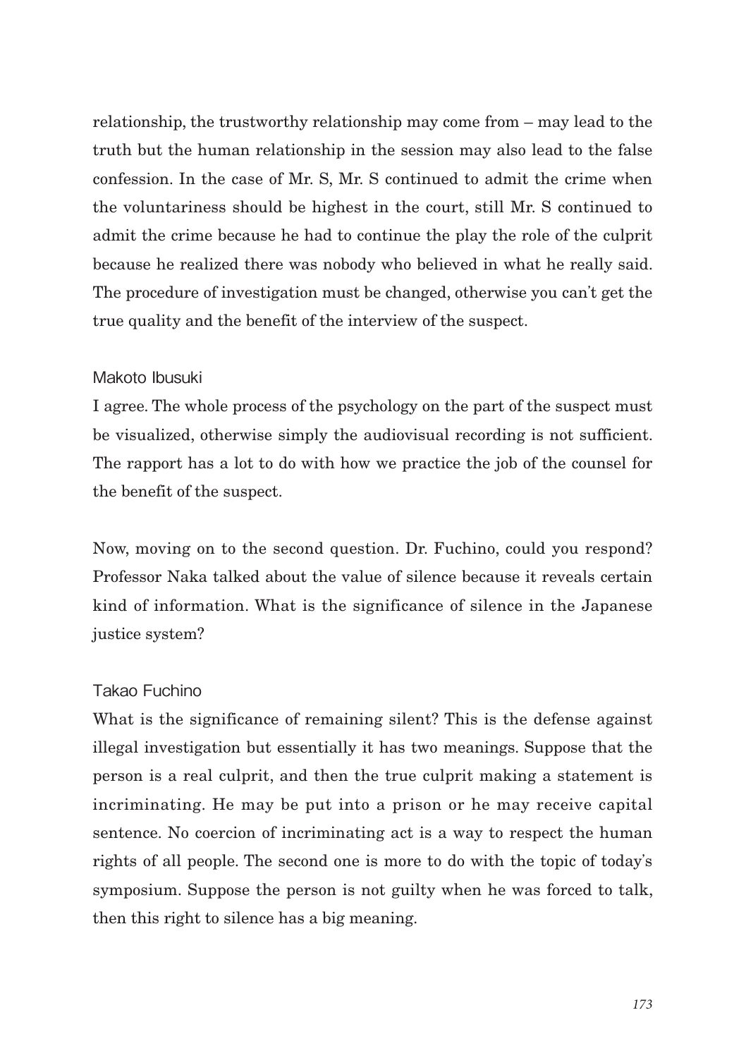relationship, the trustworthy relationship may come from – may lead to the truth but the human relationship in the session may also lead to the false confession. In the case of Mr. S, Mr. S continued to admit the crime when the voluntariness should be highest in the court, still Mr. S continued to admit the crime because he had to continue the play the role of the culprit because he realized there was nobody who believed in what he really said. The procedure of investigation must be changed, otherwise you can't get the true quality and the benefit of the interview of the suspect.

Makoto Ibusuki

I agree. The whole process of the psychology on the part of the suspect must be visualized, otherwise simply the audiovisual recording is not sufficient. The rapport has a lot to do with how we practice the job of the counsel for the benefit of the suspect.

Now, moving on to the second question. Dr. Fuchino, could you respond? Professor Naka talked about the value of silence because it reveals certain kind of information. What is the significance of silence in the Japanese justice system?

Takao Fuchino

What is the significance of remaining silent? This is the defense against illegal investigation but essentially it has two meanings. Suppose that the person is a real culprit, and then the true culprit making a statement is incriminating. He may be put into a prison or he may receive capital sentence. No coercion of incriminating act is a way to respect the human rights of all people. The second one is more to do with the topic of today's symposium. Suppose the person is not guilty when he was forced to talk, then this right to silence has a big meaning.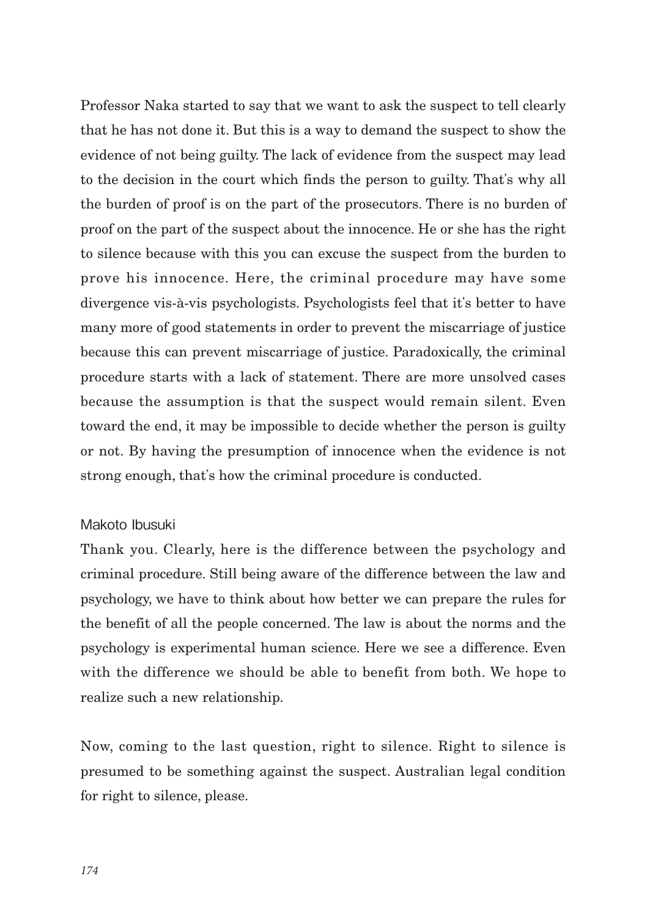Professor Naka started to say that we want to ask the suspect to tell clearly that he has not done it. But this is a way to demand the suspect to show the evidence of not being guilty. The lack of evidence from the suspect may lead to the decision in the court which finds the person to guilty. That's why all the burden of proof is on the part of the prosecutors. There is no burden of proof on the part of the suspect about the innocence. He or she has the right to silence because with this you can excuse the suspect from the burden to prove his innocence. Here, the criminal procedure may have some divergence vis-à-vis psychologists. Psychologists feel that it's better to have many more of good statements in order to prevent the miscarriage of justice because this can prevent miscarriage of justice. Paradoxically, the criminal procedure starts with a lack of statement. There are more unsolved cases because the assumption is that the suspect would remain silent. Even toward the end, it may be impossible to decide whether the person is guilty or not. By having the presumption of innocence when the evidence is not strong enough, that's how the criminal procedure is conducted.

Makoto Ibusuki

Thank you. Clearly, here is the difference between the psychology and criminal procedure. Still being aware of the difference between the law and psychology, we have to think about how better we can prepare the rules for the benefit of all the people concerned. The law is about the norms and the psychology is experimental human science. Here we see a difference. Even with the difference we should be able to benefit from both. We hope to realize such a new relationship.

Now, coming to the last question, right to silence. Right to silence is presumed to be something against the suspect. Australian legal condition for right to silence, please.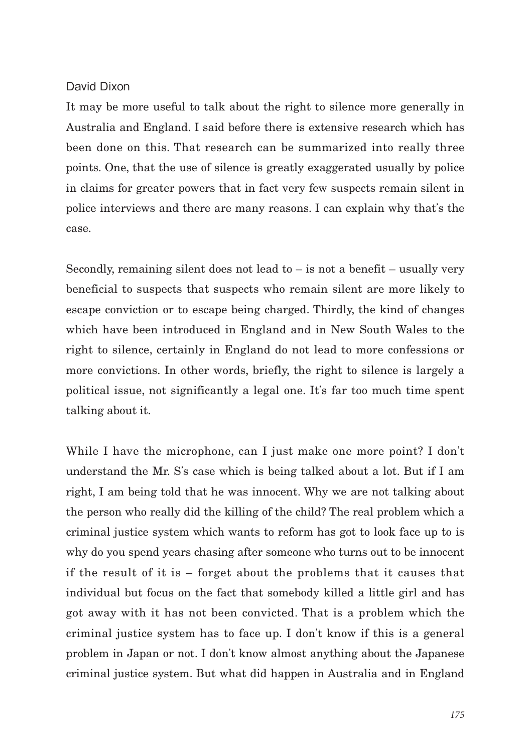David Dixon

It may be more useful to talk about the right to silence more generally in Australia and England. I said before there is extensive research which has been done on this. That research can be summarized into really three points. One, that the use of silence is greatly exaggerated usually by police in claims for greater powers that in fact very few suspects remain silent in police interviews and there are many reasons. I can explain why that's the case.

Secondly, remaining silent does not lead to – is not a benefit – usually very beneficial to suspects that suspects who remain silent are more likely to escape conviction or to escape being charged. Thirdly, the kind of changes which have been introduced in England and in New South Wales to the right to silence, certainly in England do not lead to more confessions or more convictions. In other words, briefly, the right to silence is largely a political issue, not significantly a legal one. It's far too much time spent talking about it.

While I have the microphone, can I just make one more point? I don't understand the Mr. S's case which is being talked about a lot. But if I am right, I am being told that he was innocent. Why we are not talking about the person who really did the killing of the child? The real problem which a criminal justice system which wants to reform has got to look face up to is why do you spend years chasing after someone who turns out to be innocent if the result of it is – forget about the problems that it causes that individual but focus on the fact that somebody killed a little girl and has got away with it has not been convicted. That is a problem which the criminal justice system has to face up. I don't know if this is a general problem in Japan or not. I don't know almost anything about the Japanese criminal justice system. But what did happen in Australia and in England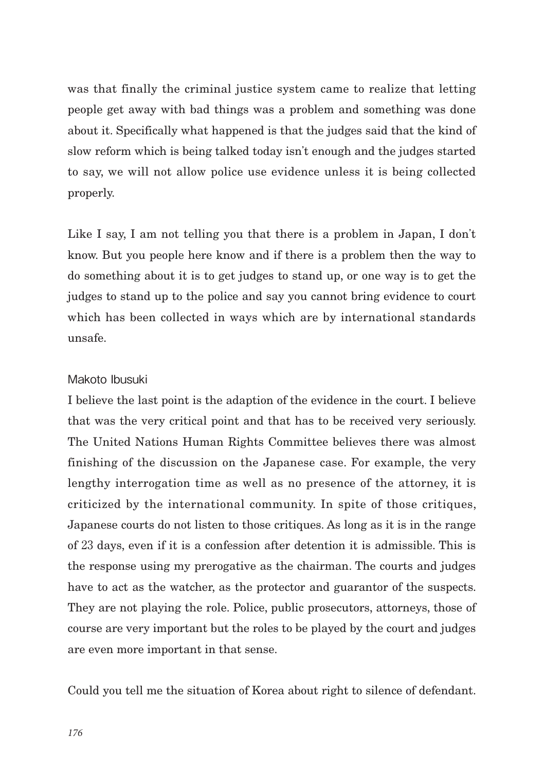was that finally the criminal justice system came to realize that letting people get away with bad things was a problem and something was done about it. Specifically what happened is that the judges said that the kind of slow reform which is being talked today isn't enough and the judges started to say, we will not allow police use evidence unless it is being collected properly.

Like I say, I am not telling you that there is a problem in Japan, I don't know. But you people here know and if there is a problem then the way to do something about it is to get judges to stand up, or one way is to get the judges to stand up to the police and say you cannot bring evidence to court which has been collected in ways which are by international standards unsafe.

Makoto Ibusuki

I believe the last point is the adaption of the evidence in the court. I believe that was the very critical point and that has to be received very seriously. The United Nations Human Rights Committee believes there was almost finishing of the discussion on the Japanese case. For example, the very lengthy interrogation time as well as no presence of the attorney, it is criticized by the international community. In spite of those critiques, Japanese courts do not listen to those critiques. As long as it is in the range of 23 days, even if it is a confession after detention it is admissible. This is the response using my prerogative as the chairman. The courts and judges have to act as the watcher, as the protector and guarantor of the suspects. They are not playing the role. Police, public prosecutors, attorneys, those of course are very important but the roles to be played by the court and judges are even more important in that sense.

Could you tell me the situation of Korea about right to silence of defendant.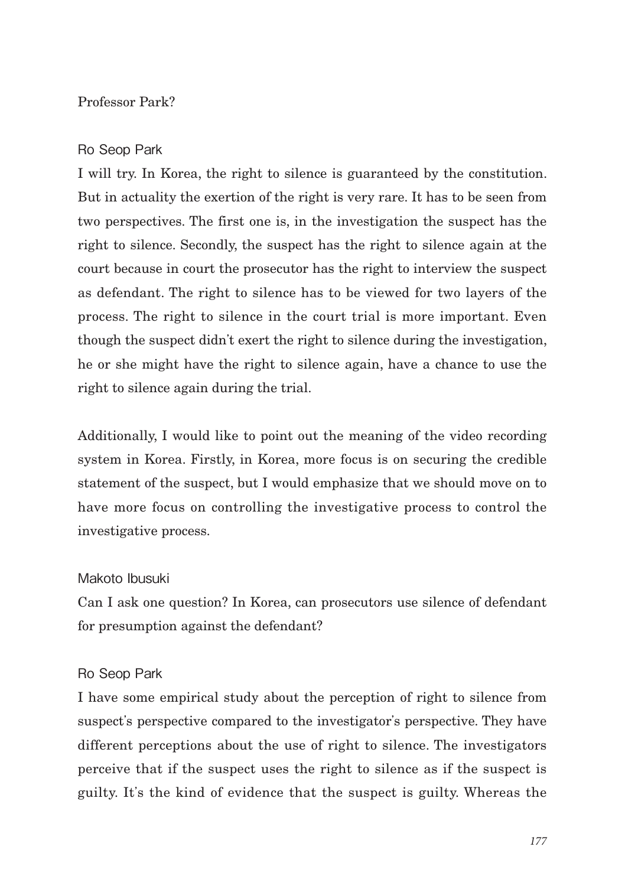Professor Park?

Ro Seop Park

I will try. In Korea, the right to silence is guaranteed by the constitution. But in actuality the exertion of the right is very rare. It has to be seen from two perspectives. The first one is, in the investigation the suspect has the right to silence. Secondly, the suspect has the right to silence again at the court because in court the prosecutor has the right to interview the suspect as defendant. The right to silence has to be viewed for two layers of the process. The right to silence in the court trial is more important. Even though the suspect didn't exert the right to silence during the investigation, he or she might have the right to silence again, have a chance to use the right to silence again during the trial.

Additionally, I would like to point out the meaning of the video recording system in Korea. Firstly, in Korea, more focus is on securing the credible statement of the suspect, but I would emphasize that we should move on to have more focus on controlling the investigative process to control the investigative process.

Makoto Ibusuki

Can I ask one question? In Korea, can prosecutors use silence of defendant for presumption against the defendant?

Ro Seop Park

I have some empirical study about the perception of right to silence from suspect's perspective compared to the investigator's perspective. They have different perceptions about the use of right to silence. The investigators perceive that if the suspect uses the right to silence as if the suspect is guilty. It's the kind of evidence that the suspect is guilty. Whereas the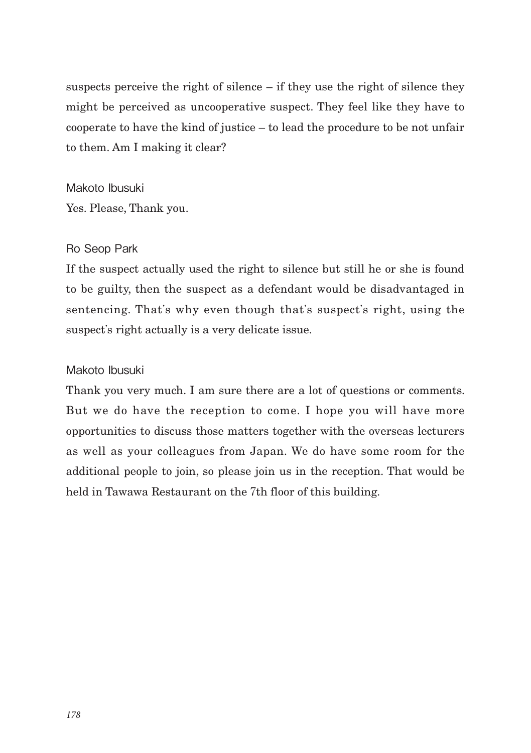suspects perceive the right of silence – if they use the right of silence they might be perceived as uncooperative suspect. They feel like they have to cooperate to have the kind of justice – to lead the procedure to be not unfair to them. Am I making it clear?

Makoto Ibusuki

Yes. Please, Thank you.

Ro Seop Park

If the suspect actually used the right to silence but still he or she is found to be guilty, then the suspect as a defendant would be disadvantaged in sentencing. That's why even though that's suspect's right, using the suspect's right actually is a very delicate issue.

Makoto Ibusuki

Thank you very much. I am sure there are a lot of questions or comments. But we do have the reception to come. I hope you will have more opportunities to discuss those matters together with the overseas lecturers as well as your colleagues from Japan. We do have some room for the additional people to join, so please join us in the reception. That would be held in Tawawa Restaurant on the 7th floor of this building.